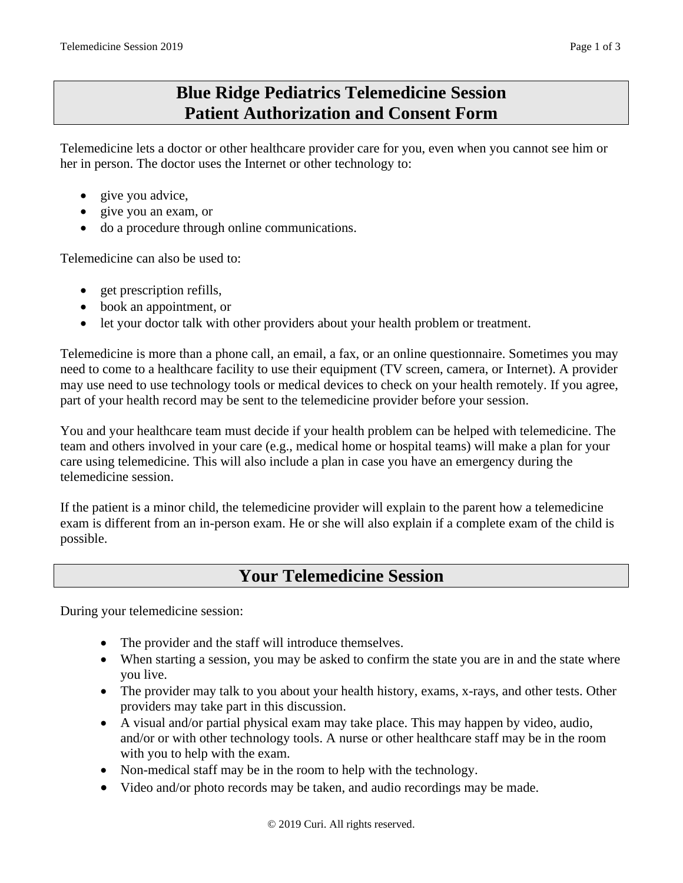# Blue Ridge Pediatrics Telemedicine Session
# Patient Authorization and Consent Form

Telemedicine lets a doctor or other healthcare provider care for you, even when you cannot see him or her in person. The doctor uses the Internet or other technology to:

- give you advice,
- give you an exam, or
- do a procedure through online communications.

Telemedicine can also be used to:

- get prescription refills,
- book an appointment, or
- let your doctor talk with other providers about your health problem or treatment.

Telemedicine is more than a phone call, an email, a fax, or an online questionnaire. Sometimes you may need to come to a healthcare facility to use their equipment (TV screen, camera, or Internet). A provider may use need to use technology tools or medical devices to check on your health remotely. If you agree, part of your health record may be sent to the telemedicine provider before your session.

You and your healthcare team must decide if your health problem can be helped with telemedicine. The team and others involved in your care (e.g., medical home or hospital teams) will make a plan for your care using telemedicine. This will also include a plan in case you have an emergency during the telemedicine session.

If the patient is a minor child, the telemedicine provider will explain to the parent how a telemedicine exam is different from an in-person exam. He or she will also explain if a complete exam of the child is possible.

## Your Telemedicine Session

During your telemedicine session:

- The provider and the staff will introduce themselves.
- When starting a session, you may be asked to confirm the state you are in and the state where you live.
- The provider may talk to you about your health history, exams, x-rays, and other tests. Other providers may take part in this discussion.
- A visual and/or partial physical exam may take place. This may happen by video, audio, and/or or with other technology tools. A nurse or other healthcare staff may be in the room with you to help with the exam.
- Non-medical staff may be in the room to help with the technology.
- Video and/or photo records may be taken, and audio recordings may be made.

© 2019 Curi. All rights reserved.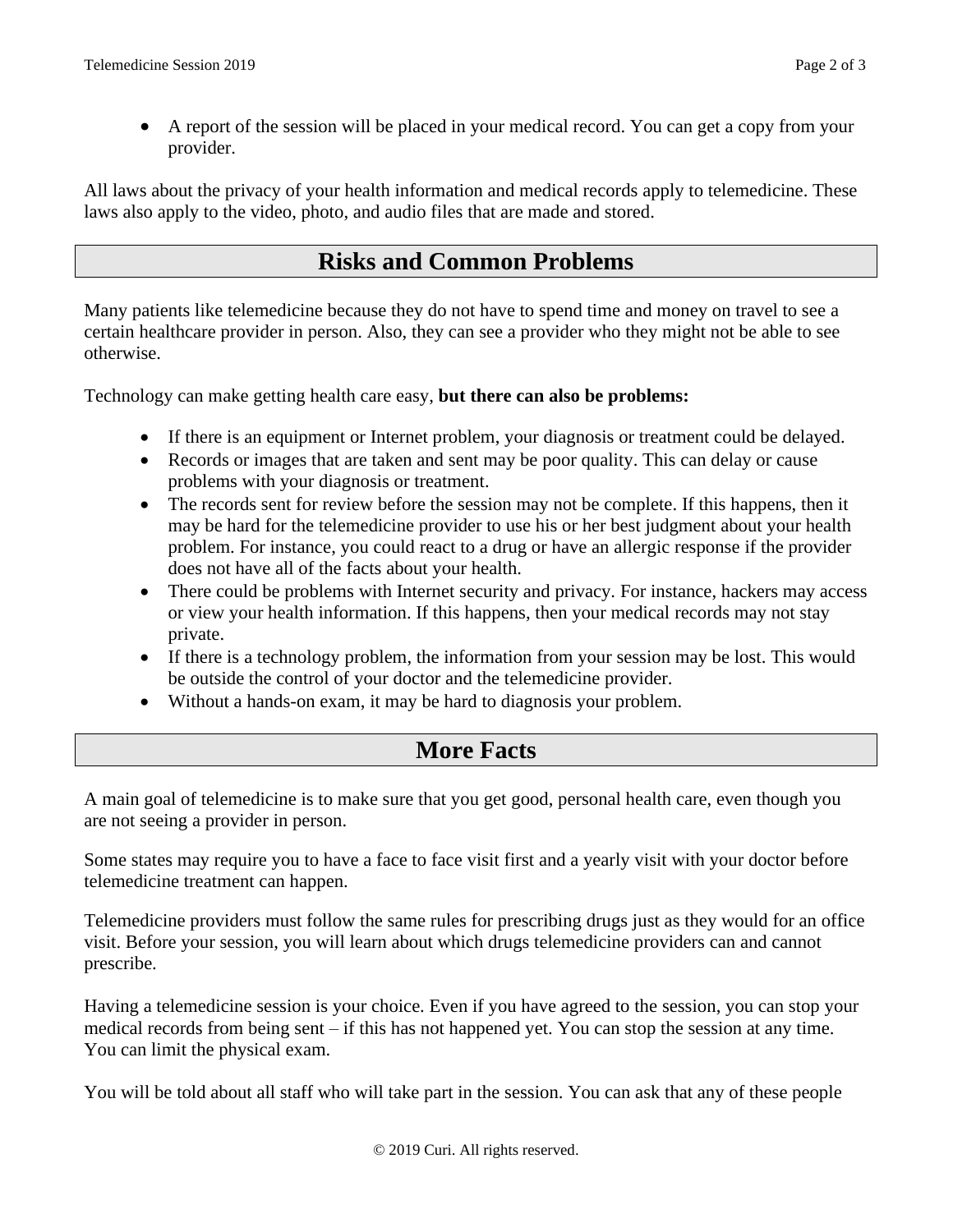- A report of the session will be placed in your medical record. You can get a copy from your provider.

All laws about the privacy of your health information and medical records apply to telemedicine. These laws also apply to the video, photo, and audio files that are made and stored.

## Risks and Common Problems

Many patients like telemedicine because they do not have to spend time and money on travel to see a certain healthcare provider in person. Also, they can see a provider who they might not be able to see otherwise.

Technology can make getting health care easy, **but there can also be problems:**

- If there is an equipment or Internet problem, your diagnosis or treatment could be delayed.
- Records or images that are taken and sent may be poor quality. This can delay or cause problems with your diagnosis or treatment.
- The records sent for review before the session may not be complete. If this happens, then it may be hard for the telemedicine provider to use his or her best judgment about your health problem. For instance, you could react to a drug or have an allergic response if the provider does not have all of the facts about your health.
- There could be problems with Internet security and privacy. For instance, hackers may access or view your health information. If this happens, then your medical records may not stay private.
- If there is a technology problem, the information from your session may be lost. This would be outside the control of your doctor and the telemedicine provider.
- Without a hands-on exam, it may be hard to diagnosis your problem.

## More Facts

A main goal of telemedicine is to make sure that you get good, personal health care, even though you are not seeing a provider in person.

Some states may require you to have a face to face visit first and a yearly visit with your doctor before telemedicine treatment can happen.

Telemedicine providers must follow the same rules for prescribing drugs just as they would for an office visit. Before your session, you will learn about which drugs telemedicine providers can and cannot prescribe.

Having a telemedicine session is your choice. Even if you have agreed to the session, you can stop your medical records from being sent – if this has not happened yet. You can stop the session at any time. You can limit the physical exam.

You will be told about all staff who will take part in the session. You can ask that any of these people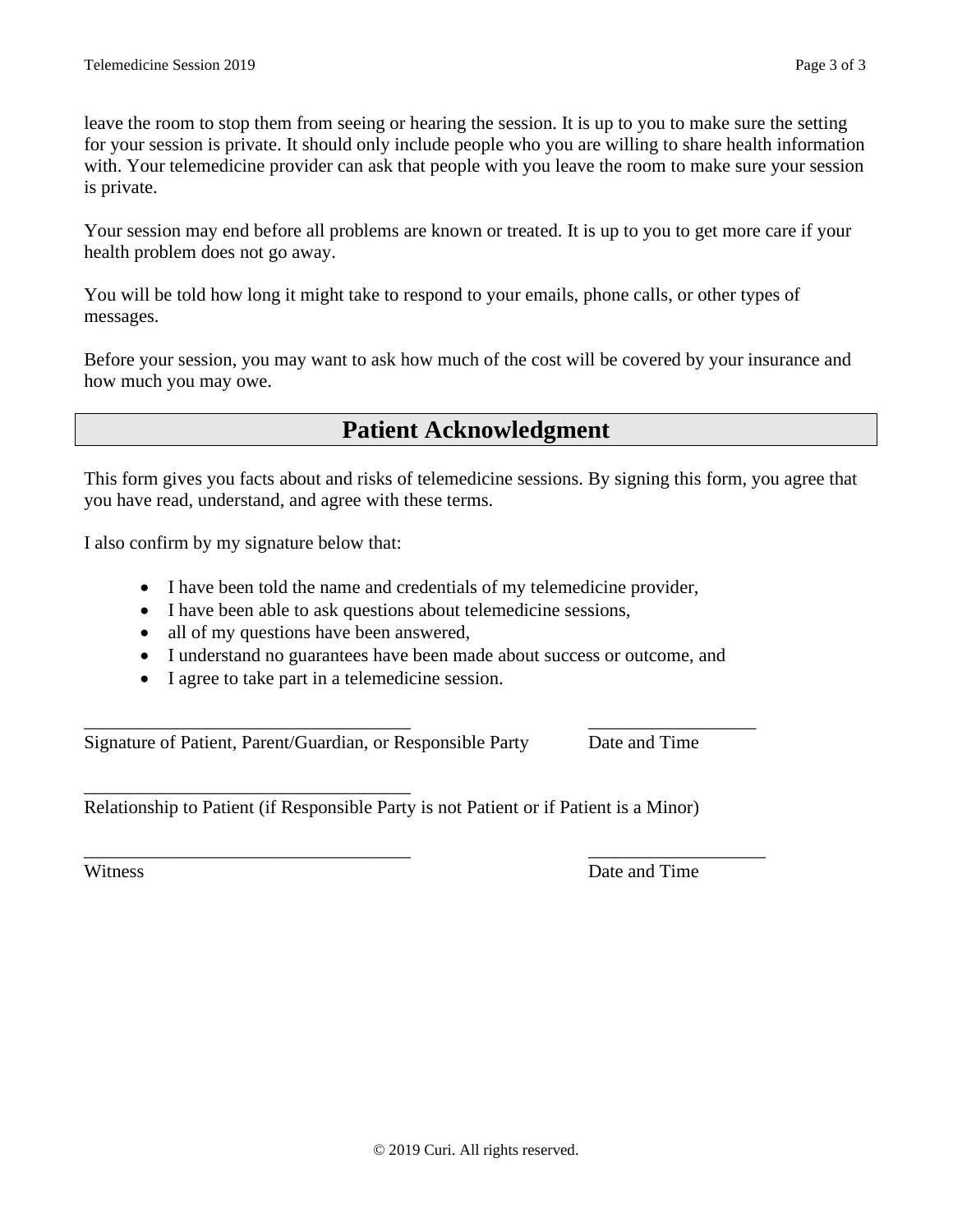leave the room to stop them from seeing or hearing the session. It is up to you to make sure the setting for your session is private. It should only include people who you are willing to share health information with. Your telemedicine provider can ask that people with you leave the room to make sure your session is private.

Your session may end before all problems are known or treated. It is up to you to get more care if your health problem does not go away.

You will be told how long it might take to respond to your emails, phone calls, or other types of messages.

Before your session, you may want to ask how much of the cost will be covered by your insurance and how much you may owe.

## Patient Acknowledgment

This form gives you facts about and risks of telemedicine sessions. By signing this form, you agree that you have read, understand, and agree with these terms.

I also confirm by my signature below that:

- I have been told the name and credentials of my telemedicine provider,
- I have been able to ask questions about telemedicine sessions,
- all of my questions have been answered,
- I understand no guarantees have been made about success or outcome, and
- I agree to take part in a telemedicine session.

___________________________________ ___________________
Signature of Patient, Parent/Guardian, or Responsible Party Date and Time

___________________________________
Relationship to Patient (if Responsible Party is not Patient or if Patient is a Minor)

___________________________________ ___________________
Witness Date and Time

© 2019 Curi. All rights reserved.